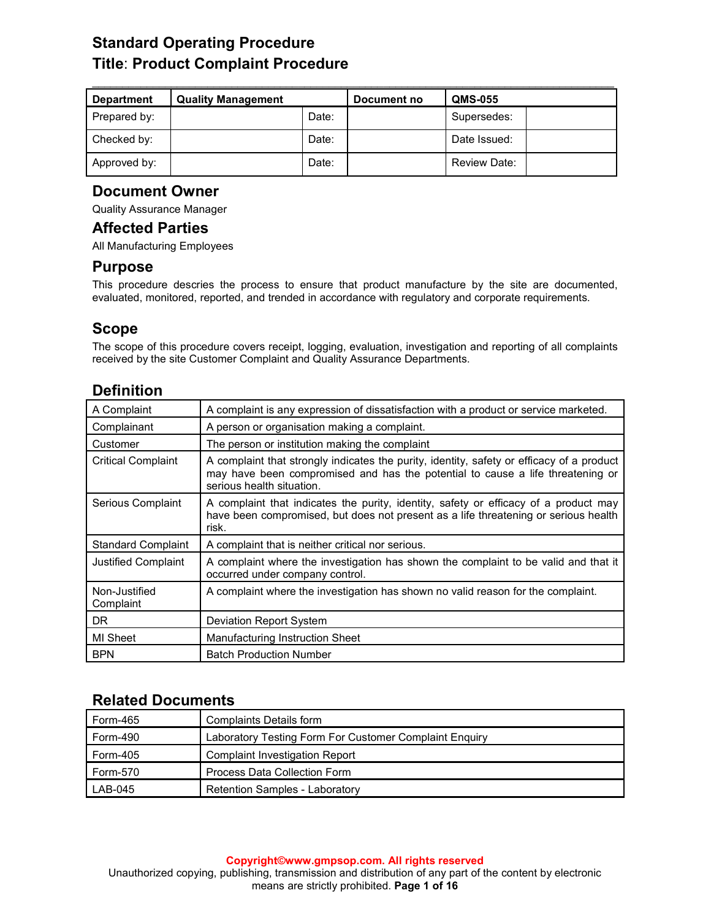# Standard Operating Procedure
# Title: Product Complaint Procedure

| Department | Quality Management | | Document no | QMS-055 | |
|---|---|---|---|---|---|
| Prepared by: | | Date: | | Supersedes: | |
| Checked by: | | Date: | | Date Issued: | |
| Approved by: | | Date: | | Review Date: | |

## Document Owner

Quality Assurance Manager

## Affected Parties

All Manufacturing Employees

## Purpose

This procedure descries the process to ensure that product manufacture by the site are documented, evaluated, monitored, reported, and trended in accordance with regulatory and corporate requirements.

## Scope

The scope of this procedure covers receipt, logging, evaluation, investigation and reporting of all complaints received by the site Customer Complaint and Quality Assurance Departments.

## Definition

| | |
|---|---|
| A Complaint | A complaint is any expression of dissatisfaction with a product or service marketed. |
| Complainant | A person or organisation making a complaint. |
| Customer | The person or institution making the complaint |
| Critical Complaint | A complaint that strongly indicates the purity, identity, safety or efficacy of a product may have been compromised and has the potential to cause a life threatening or serious health situation. |
| Serious Complaint | A complaint that indicates the purity, identity, safety or efficacy of a product may have been compromised, but does not present as a life threatening or serious health risk. |
| Standard Complaint | A complaint that is neither critical nor serious. |
| Justified Complaint | A complaint where the investigation has shown the complaint to be valid and that it occurred under company control. |
| Non-Justified Complaint | A complaint where the investigation has shown no valid reason for the complaint. |
| DR | Deviation Report System |
| MI Sheet | Manufacturing Instruction Sheet |
| BPN | Batch Production Number |

## Related Documents

| | |
|---|---|
| Form-465 | Complaints Details form |
| Form-490 | Laboratory Testing Form For Customer Complaint Enquiry |
| Form-405 | Complaint Investigation Report |
| Form-570 | Process Data Collection Form |
| LAB-045 | Retention Samples - Laboratory |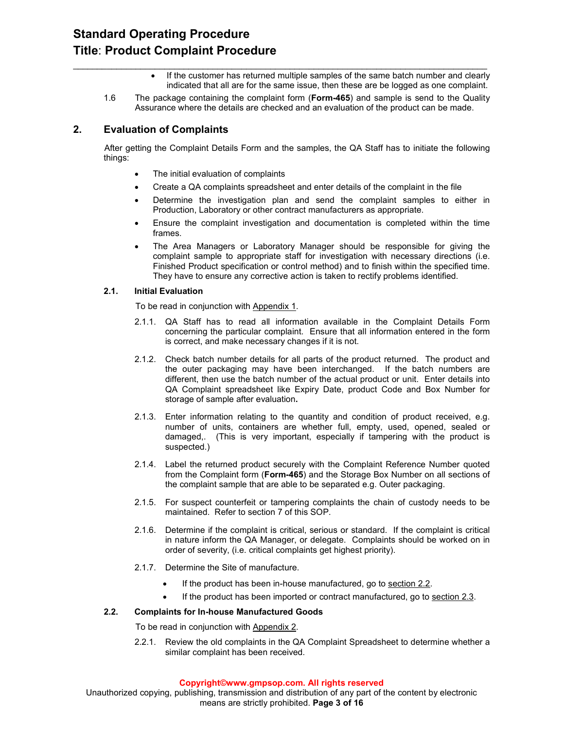- If the customer has returned multiple samples of the same batch number and clearly indicated that all are for the same issue, then these are be logged as one complaint.

1.6 The package containing the complaint form (**Form-465**) and sample is send to the Quality Assurance where the details are checked and an evaluation of the product can be made.

## 2. Evaluation of Complaints

After getting the Complaint Details Form and the samples, the QA Staff has to initiate the following things:

- The initial evaluation of complaints
- Create a QA complaints spreadsheet and enter details of the complaint in the file
- Determine the investigation plan and send the complaint samples to either in Production, Laboratory or other contract manufacturers as appropriate.
- Ensure the complaint investigation and documentation is completed within the time frames.
- The Area Managers or Laboratory Manager should be responsible for giving the complaint sample to appropriate staff for investigation with necessary directions (i.e. Finished Product specification or control method) and to finish within the specified time. They have to ensure any corrective action is taken to rectify problems identified.

### 2.1. Initial Evaluation

To be read in conjunction with Appendix 1.

2.1.1. QA Staff has to read all information available in the Complaint Details Form concerning the particular complaint. Ensure that all information entered in the form is correct, and make necessary changes if it is not.

2.1.2. Check batch number details for all parts of the product returned. The product and the outer packaging may have been interchanged. If the batch numbers are different, then use the batch number of the actual product or unit. Enter details into QA Complaint spreadsheet like Expiry Date, product Code and Box Number for storage of sample after evaluation**.**

2.1.3. Enter information relating to the quantity and condition of product received, e.g. number of units, containers are whether full, empty, used, opened, sealed or damaged,. (This is very important, especially if tampering with the product is suspected.)

2.1.4. Label the returned product securely with the Complaint Reference Number quoted from the Complaint form (**Form-465**) and the Storage Box Number on all sections of the complaint sample that are able to be separated e.g. Outer packaging.

2.1.5. For suspect counterfeit or tampering complaints the chain of custody needs to be maintained. Refer to section 7 of this SOP.

2.1.6. Determine if the complaint is critical, serious or standard. If the complaint is critical in nature inform the QA Manager, or delegate. Complaints should be worked on in order of severity, (i.e. critical complaints get highest priority).

2.1.7. Determine the Site of manufacture.

- If the product has been in-house manufactured, go to section 2.2.
- If the product has been imported or contract manufactured, go to section 2.3.

### 2.2. Complaints for In-house Manufactured Goods

To be read in conjunction with Appendix 2.

2.2.1. Review the old complaints in the QA Complaint Spreadsheet to determine whether a similar complaint has been received.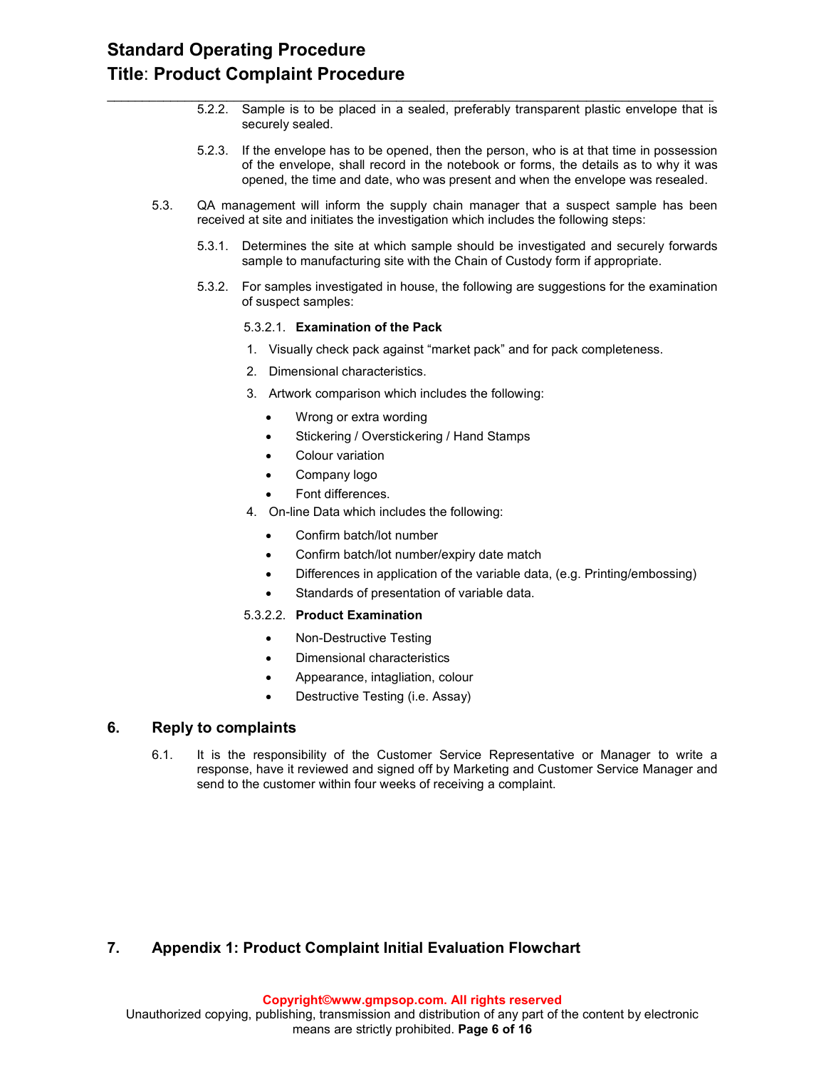5.2.2. Sample is to be placed in a sealed, preferably transparent plastic envelope that is securely sealed.

5.2.3. If the envelope has to be opened, then the person, who is at that time in possession of the envelope, shall record in the notebook or forms, the details as to why it was opened, the time and date, who was present and when the envelope was resealed.

5.3. QA management will inform the supply chain manager that a suspect sample has been received at site and initiates the investigation which includes the following steps:

5.3.1. Determines the site at which sample should be investigated and securely forwards sample to manufacturing site with the Chain of Custody form if appropriate.

5.3.2. For samples investigated in house, the following are suggestions for the examination of suspect samples:

5.3.2.1. **Examination of the Pack**

1. Visually check pack against "market pack" and for pack completeness.
2. Dimensional characteristics.
3. Artwork comparison which includes the following:
   - Wrong or extra wording
   - Stickering / Overstickering / Hand Stamps
   - Colour variation
   - Company logo
   - Font differences.
4. On-line Data which includes the following:
   - Confirm batch/lot number
   - Confirm batch/lot number/expiry date match
   - Differences in application of the variable data, (e.g. Printing/embossing)
   - Standards of presentation of variable data.

5.3.2.2. **Product Examination**

- Non-Destructive Testing
- Dimensional characteristics
- Appearance, intagliation, colour
- Destructive Testing (i.e. Assay)

## 6. Reply to complaints

6.1. It is the responsibility of the Customer Service Representative or Manager to write a response, have it reviewed and signed off by Marketing and Customer Service Manager and send to the customer within four weeks of receiving a complaint.

## 7. Appendix 1: Product Complaint Initial Evaluation Flowchart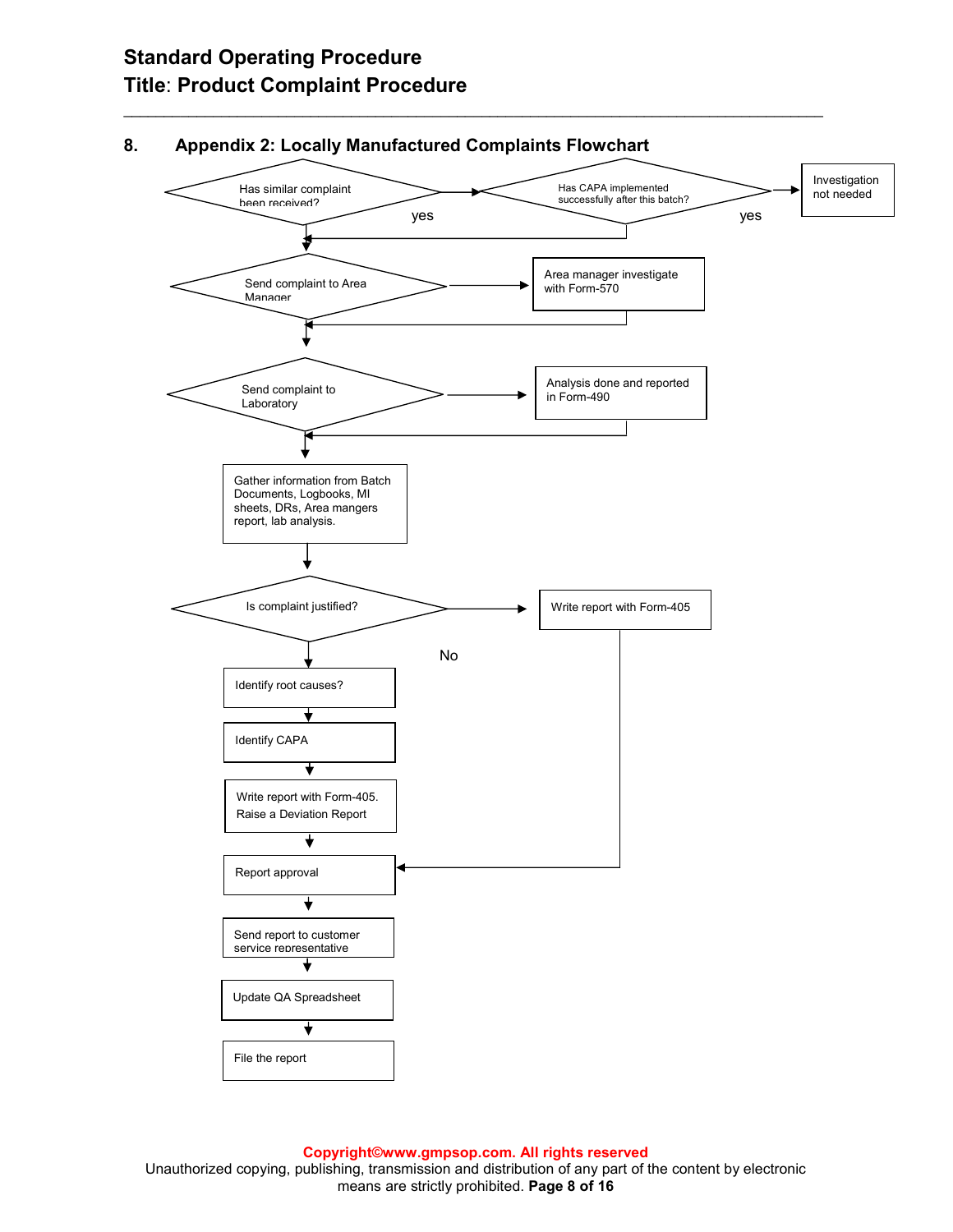## 8. Appendix 2: Locally Manufactured Complaints Flowchart

Has similar complaint been received?

yes

Has CAPA implemented successfully after this batch?

yes

Investigation not needed

Send complaint to Area Manager

Area manager investigate with Form-570

Send complaint to Laboratory

Analysis done and reported in Form-490

Gather information from Batch Documents, Logbooks, MI sheets, DRs, Area mangers report, lab analysis.

Is complaint justified?

No

Write report with Form-405

Identify root causes?

Identify CAPA

Write report with Form-405.
Raise a Deviation Report

Report approval

Send report to customer service representative

Update QA Spreadsheet

File the report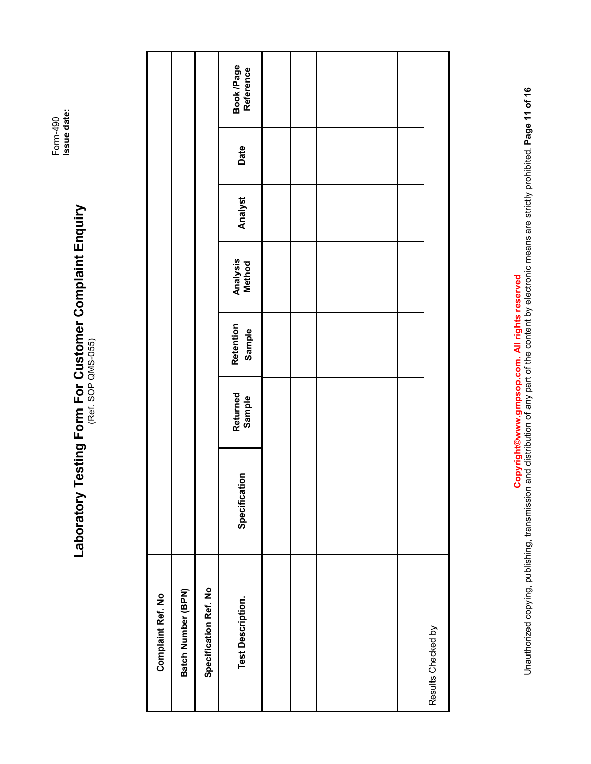Form-490
**Issue date:**

# Laboratory Testing Form For Customer Complaint Enquiry

(Ref. SOP QMS-055)

| **Complaint Ref. No** | | | | | | | |
|---|---|---|---|---|---|---|---|
| **Batch Number (BPN)** | | | | | | | |
| **Specification Ref. No** | | | | | | | |
| **Test Description.** | **Specification** | **Returned Sample** | **Retention Sample** | **Analysis Method** | **Analyst** | **Date** | **Book /Page Reference** |
| | | | | | | | |
| | | | | | | | |
| | | | | | | | |
| | | | | | | | |
| | | | | | | | |
| | | | | | | | |
| Results Checked by | | | | | | | |

**Copyright©www.gmpsop.com. All rights reserved**
Unauthorized copying, publishing, transmission and distribution of any part of the content by electronic means are strictly prohibited.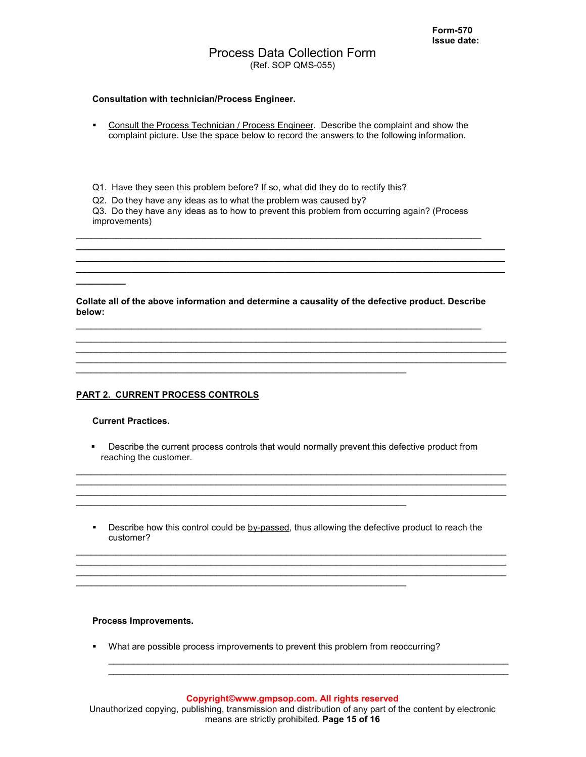Form-570
Issue date:

# Process Data Collection Form

(Ref. SOP QMS-055)

**Consultation with technician/Process Engineer.**

- Consult the Process Technician / Process Engineer. Describe the complaint and show the complaint picture. Use the space below to record the answers to the following information.

Q1. Have they seen this problem before? If so, what did they do to rectify this?

Q2. Do they have any ideas as to what the problem was caused by?

Q3. Do they have any ideas as to how to prevent this problem from occurring again? (Process improvements)

_______________________________________________________________________________
_______________________________________________________________________________
_______________________________________________________________________________
_______________________________________________________________________________
__________

**Collate all of the above information and determine a causality of the defective product. Describe below:**

_______________________________________________________________________________
_______________________________________________________________________________
_______________________________________________________________________________
_______________________________________________________________________________
_________________________________________________________________

## PART 2. CURRENT PROCESS CONTROLS

**Current Practices.**

- Describe the current process controls that would normally prevent this defective product from reaching the customer.

_______________________________________________________________________________
_______________________________________________________________________________
_______________________________________________________________________________
_________________________________________________________________

- Describe how this control could be by-passed, thus allowing the defective product to reach the customer?

_______________________________________________________________________________
_______________________________________________________________________________
_______________________________________________________________________________
_________________________________________________________________

**Process Improvements.**

- What are possible process improvements to prevent this problem from reoccurring?

_______________________________________________________________________________
_______________________________________________________________________________